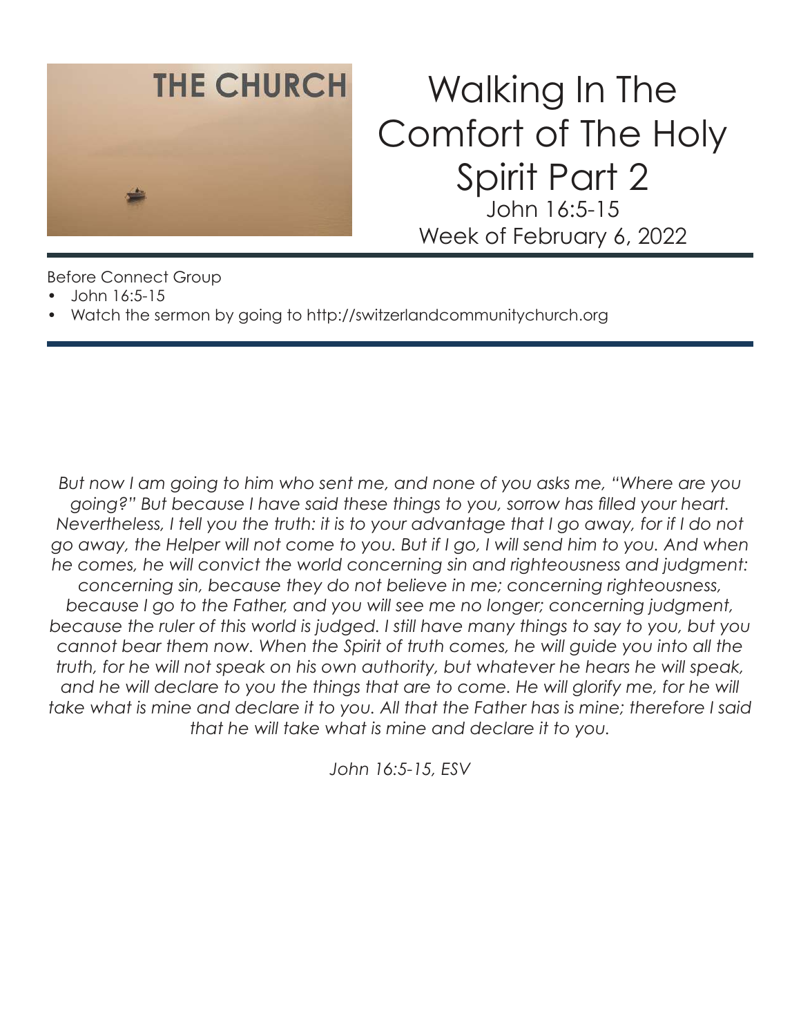THE CHURCH

# Walking In The Comfort of The Holy Spirit Part 2

John 16:5-15

Week of February 6, 2022

Before Connect Group

- John 16:5-15
- Watch the sermon by going to http://switzerlandcommunitychurch.org

*But now I am going to him who sent me, and none of you asks me, "Where are you going?" But because I have said these things to you, sorrow has filled your heart. Nevertheless, I tell you the truth: it is to your advantage that I go away, for if I do not go away, the Helper will not come to you. But if I go, I will send him to you. And when he comes, he will convict the world concerning sin and righteousness and judgment: concerning sin, because they do not believe in me; concerning righteousness, because I go to the Father, and you will see me no longer; concerning judgment, because the ruler of this world is judged. I still have many things to say to you, but you cannot bear them now. When the Spirit of truth comes, he will guide you into all the truth, for he will not speak on his own authority, but whatever he hears he will speak, and he will declare to you the things that are to come. He will glorify me, for he will take what is mine and declare it to you. All that the Father has is mine; therefore I said that he will take what is mine and declare it to you.*

*John 16:5-15, ESV*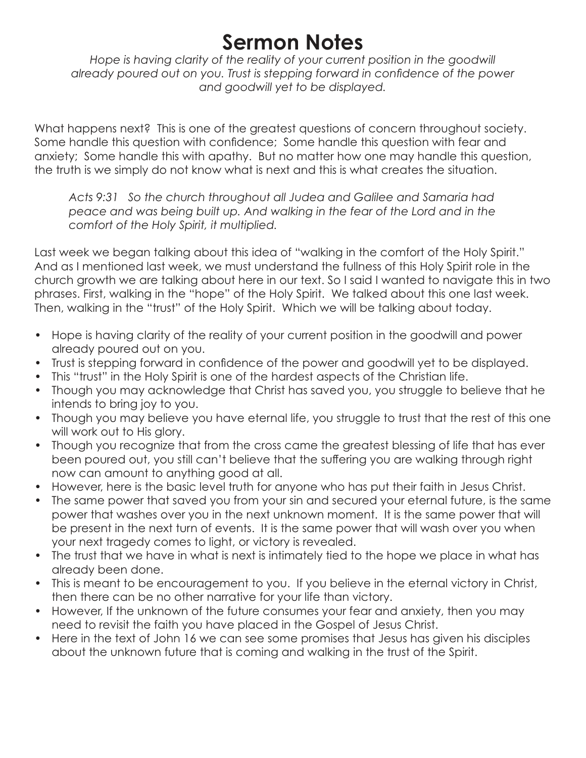# Sermon Notes

*Hope is having clarity of the reality of your current position in the goodwill already poured out on you. Trust is stepping forward in confidence of the power and goodwill yet to be displayed.*

What happens next? This is one of the greatest questions of concern throughout society. Some handle this question with confidence; Some handle this question with fear and anxiety; Some handle this with apathy. But no matter how one may handle this question, the truth is we simply do not know what is next and this is what creates the situation.

> *Acts 9:31 So the church throughout all Judea and Galilee and Samaria had peace and was being built up. And walking in the fear of the Lord and in the comfort of the Holy Spirit, it multiplied.*

Last week we began talking about this idea of "walking in the comfort of the Holy Spirit." And as I mentioned last week, we must understand the fullness of this Holy Spirit role in the church growth we are talking about here in our text. So I said I wanted to navigate this in two phrases. First, walking in the "hope" of the Holy Spirit. We talked about this one last week. Then, walking in the "trust" of the Holy Spirit. Which we will be talking about today.

- Hope is having clarity of the reality of your current position in the goodwill and power already poured out on you.
- Trust is stepping forward in confidence of the power and goodwill yet to be displayed.
- This "trust" in the Holy Spirit is one of the hardest aspects of the Christian life.
- Though you may acknowledge that Christ has saved you, you struggle to believe that he intends to bring joy to you.
- Though you may believe you have eternal life, you struggle to trust that the rest of this one will work out to His glory.
- Though you recognize that from the cross came the greatest blessing of life that has ever been poured out, you still can't believe that the suffering you are walking through right now can amount to anything good at all.
- However, here is the basic level truth for anyone who has put their faith in Jesus Christ.
- The same power that saved you from your sin and secured your eternal future, is the same power that washes over you in the next unknown moment. It is the same power that will be present in the next turn of events. It is the same power that will wash over you when your next tragedy comes to light, or victory is revealed.
- The trust that we have in what is next is intimately tied to the hope we place in what has already been done.
- This is meant to be encouragement to you. If you believe in the eternal victory in Christ, then there can be no other narrative for your life than victory.
- However, If the unknown of the future consumes your fear and anxiety, then you may need to revisit the faith you have placed in the Gospel of Jesus Christ.
- Here in the text of John 16 we can see some promises that Jesus has given his disciples about the unknown future that is coming and walking in the trust of the Spirit.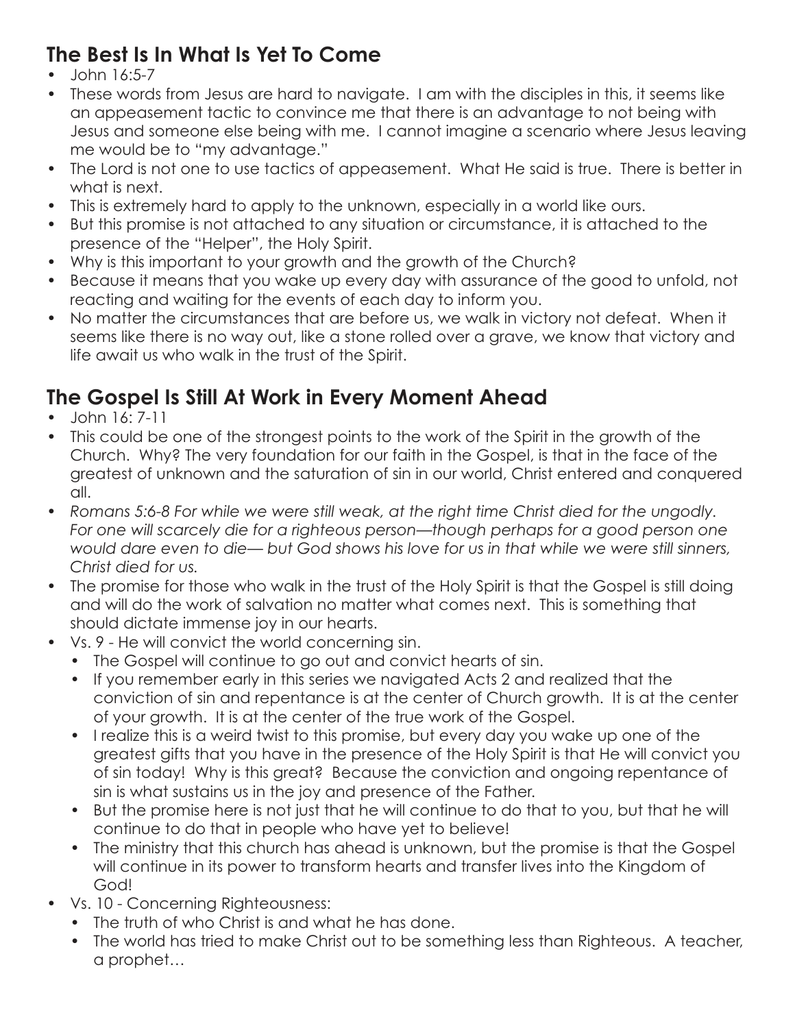## The Best Is In What Is Yet To Come

- John 16:5-7
- These words from Jesus are hard to navigate. I am with the disciples in this, it seems like an appeasement tactic to convince me that there is an advantage to not being with Jesus and someone else being with me. I cannot imagine a scenario where Jesus leaving me would be to "my advantage."
- The Lord is not one to use tactics of appeasement. What He said is true. There is better in what is next.
- This is extremely hard to apply to the unknown, especially in a world like ours.
- But this promise is not attached to any situation or circumstance, it is attached to the presence of the "Helper", the Holy Spirit.
- Why is this important to your growth and the growth of the Church?
- Because it means that you wake up every day with assurance of the good to unfold, not reacting and waiting for the events of each day to inform you.
- No matter the circumstances that are before us, we walk in victory not defeat. When it seems like there is no way out, like a stone rolled over a grave, we know that victory and life await us who walk in the trust of the Spirit.

## The Gospel Is Still At Work in Every Moment Ahead

- John 16: 7-11
- This could be one of the strongest points to the work of the Spirit in the growth of the Church. Why? The very foundation for our faith in the Gospel, is that in the face of the greatest of unknown and the saturation of sin in our world, Christ entered and conquered all.
- *Romans 5:6-8 For while we were still weak, at the right time Christ died for the ungodly. For one will scarcely die for a righteous person—though perhaps for a good person one would dare even to die— but God shows his love for us in that while we were still sinners, Christ died for us.*
- The promise for those who walk in the trust of the Holy Spirit is that the Gospel is still doing and will do the work of salvation no matter what comes next. This is something that should dictate immense joy in our hearts.
- Vs. 9 - He will convict the world concerning sin.
  - The Gospel will continue to go out and convict hearts of sin.
  - If you remember early in this series we navigated Acts 2 and realized that the conviction of sin and repentance is at the center of Church growth. It is at the center of your growth. It is at the center of the true work of the Gospel.
  - I realize this is a weird twist to this promise, but every day you wake up one of the greatest gifts that you have in the presence of the Holy Spirit is that He will convict you of sin today! Why is this great? Because the conviction and ongoing repentance of sin is what sustains us in the joy and presence of the Father.
  - But the promise here is not just that he will continue to do that to you, but that he will continue to do that in people who have yet to believe!
  - The ministry that this church has ahead is unknown, but the promise is that the Gospel will continue in its power to transform hearts and transfer lives into the Kingdom of God!
- Vs. 10 - Concerning Righteousness:
  - The truth of who Christ is and what he has done.
  - The world has tried to make Christ out to be something less than Righteous. A teacher, a prophet…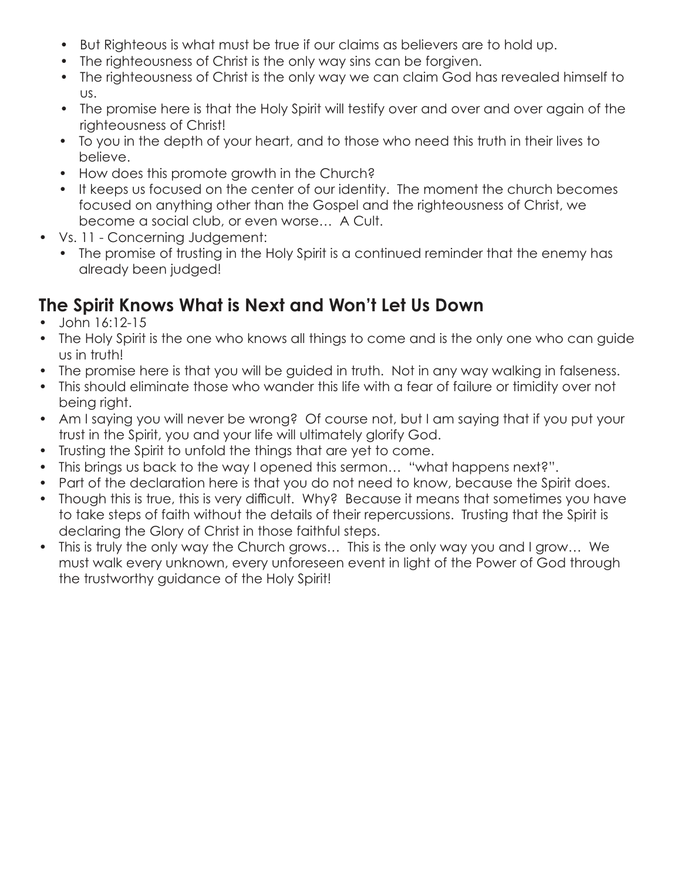- But Righteous is what must be true if our claims as believers are to hold up.
    - The righteousness of Christ is the only way sins can be forgiven.
    - The righteousness of Christ is the only way we can claim God has revealed himself to us.
    - The promise here is that the Holy Spirit will testify over and over and over again of the righteousness of Christ!
    - To you in the depth of your heart, and to those who need this truth in their lives to believe.
    - How does this promote growth in the Church?
    - It keeps us focused on the center of our identity. The moment the church becomes focused on anything other than the Gospel and the righteousness of Christ, we become a social club, or even worse… A Cult.
- Vs. 11 - Concerning Judgement:
    - The promise of trusting in the Holy Spirit is a continued reminder that the enemy has already been judged!

## The Spirit Knows What is Next and Won't Let Us Down

- John 16:12-15
- The Holy Spirit is the one who knows all things to come and is the only one who can guide us in truth!
- The promise here is that you will be guided in truth. Not in any way walking in falseness.
- This should eliminate those who wander this life with a fear of failure or timidity over not being right.
- Am I saying you will never be wrong? Of course not, but I am saying that if you put your trust in the Spirit, you and your life will ultimately glorify God.
- Trusting the Spirit to unfold the things that are yet to come.
- This brings us back to the way I opened this sermon… "what happens next?".
- Part of the declaration here is that you do not need to know, because the Spirit does.
- Though this is true, this is very difficult. Why? Because it means that sometimes you have to take steps of faith without the details of their repercussions. Trusting that the Spirit is declaring the Glory of Christ in those faithful steps.
- This is truly the only way the Church grows… This is the only way you and I grow… We must walk every unknown, every unforeseen event in light of the Power of God through the trustworthy guidance of the Holy Spirit!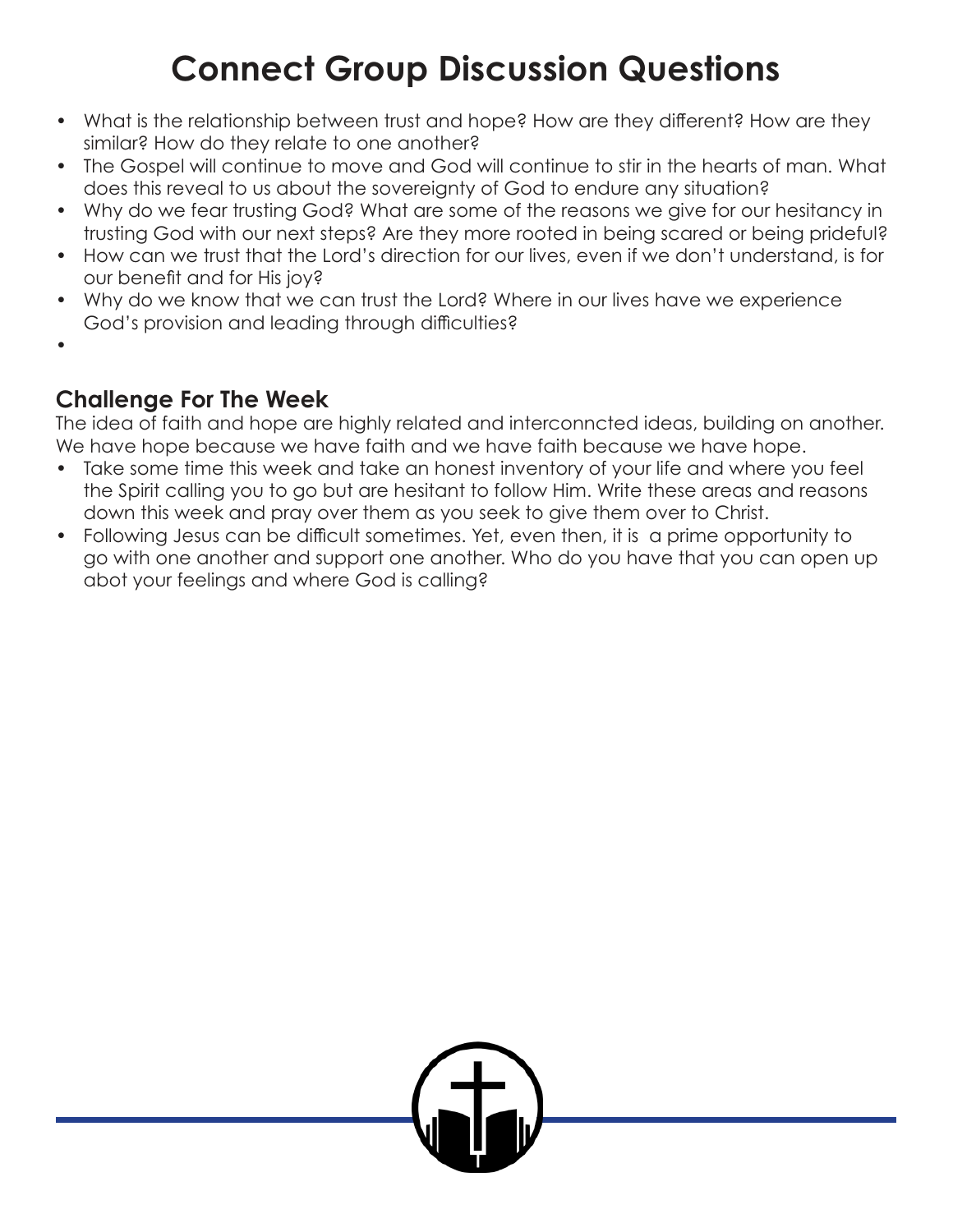# Connect Group Discussion Questions

- What is the relationship between trust and hope? How are they different? How are they similar? How do they relate to one another?
- The Gospel will continue to move and God will continue to stir in the hearts of man. What does this reveal to us about the sovereignty of God to endure any situation?
- Why do we fear trusting God? What are some of the reasons we give for our hesitancy in trusting God with our next steps? Are they more rooted in being scared or being prideful?
- How can we trust that the Lord's direction for our lives, even if we don't understand, is for our benefit and for His joy?
- Why do we know that we can trust the Lord? Where in our lives have we experience God's provision and leading through difficulties?
- 

## Challenge For The Week

The idea of faith and hope are highly related and interconnected ideas, building on another. We have hope because we have faith and we have faith because we have hope.

- Take some time this week and take an honest inventory of your life and where you feel the Spirit calling you to go but are hesitant to follow Him. Write these areas and reasons down this week and pray over them as you seek to give them over to Christ.
- Following Jesus can be difficult sometimes. Yet, even then, it is a prime opportunity to go with one another and support one another. Who do you have that you can open up abot your feelings and where God is calling?